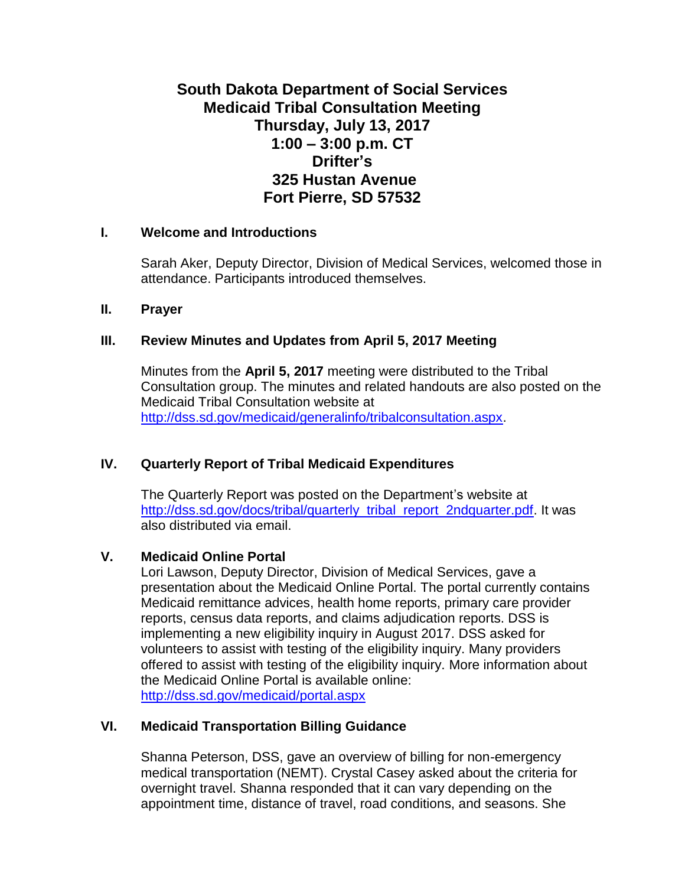# South Dakota Department of Social Services
# Medicaid Tribal Consultation Meeting
# Thursday, July 13, 2017
# 1:00 – 3:00 p.m. CT
# Drifter's
# 325 Hustan Avenue
# Fort Pierre, SD 57532

## I. Welcome and Introductions

Sarah Aker, Deputy Director, Division of Medical Services, welcomed those in attendance. Participants introduced themselves.

## II. Prayer

## III. Review Minutes and Updates from April 5, 2017 Meeting

Minutes from the **April 5, 2017** meeting were distributed to the Tribal Consultation group. The minutes and related handouts are also posted on the Medicaid Tribal Consultation website at http://dss.sd.gov/medicaid/generalinfo/tribalconsultation.aspx.

## IV. Quarterly Report of Tribal Medicaid Expenditures

The Quarterly Report was posted on the Department's website at http://dss.sd.gov/docs/tribal/quarterly_tribal_report_2ndquarter.pdf. It was also distributed via email.

## V. Medicaid Online Portal

Lori Lawson, Deputy Director, Division of Medical Services, gave a presentation about the Medicaid Online Portal. The portal currently contains Medicaid remittance advices, health home reports, primary care provider reports, census data reports, and claims adjudication reports. DSS is implementing a new eligibility inquiry in August 2017. DSS asked for volunteers to assist with testing of the eligibility inquiry. Many providers offered to assist with testing of the eligibility inquiry. More information about the Medicaid Online Portal is available online: http://dss.sd.gov/medicaid/portal.aspx

## VI. Medicaid Transportation Billing Guidance

Shanna Peterson, DSS, gave an overview of billing for non-emergency medical transportation (NEMT). Crystal Casey asked about the criteria for overnight travel. Shanna responded that it can vary depending on the appointment time, distance of travel, road conditions, and seasons. She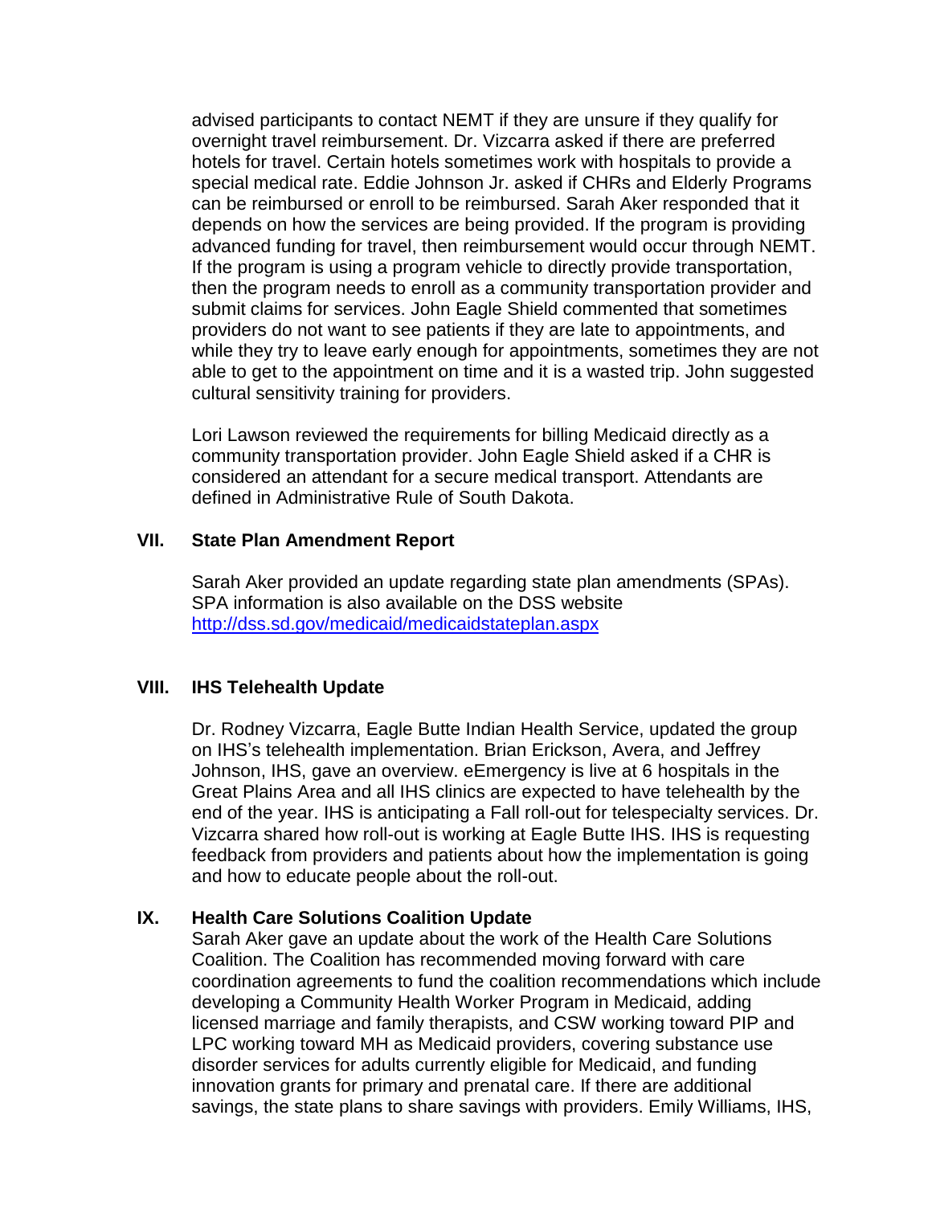advised participants to contact NEMT if they are unsure if they qualify for overnight travel reimbursement. Dr. Vizcarra asked if there are preferred hotels for travel. Certain hotels sometimes work with hospitals to provide a special medical rate. Eddie Johnson Jr. asked if CHRs and Elderly Programs can be reimbursed or enroll to be reimbursed. Sarah Aker responded that it depends on how the services are being provided. If the program is providing advanced funding for travel, then reimbursement would occur through NEMT. If the program is using a program vehicle to directly provide transportation, then the program needs to enroll as a community transportation provider and submit claims for services. John Eagle Shield commented that sometimes providers do not want to see patients if they are late to appointments, and while they try to leave early enough for appointments, sometimes they are not able to get to the appointment on time and it is a wasted trip. John suggested cultural sensitivity training for providers.

Lori Lawson reviewed the requirements for billing Medicaid directly as a community transportation provider. John Eagle Shield asked if a CHR is considered an attendant for a secure medical transport. Attendants are defined in Administrative Rule of South Dakota.

## VII. State Plan Amendment Report

Sarah Aker provided an update regarding state plan amendments (SPAs). SPA information is also available on the DSS website [http://dss.sd.gov/medicaid/medicaidstateplan.aspx](http://dss.sd.gov/medicaid/medicaidstateplan.aspx)

## VIII. IHS Telehealth Update

Dr. Rodney Vizcarra, Eagle Butte Indian Health Service, updated the group on IHS's telehealth implementation. Brian Erickson, Avera, and Jeffrey Johnson, IHS, gave an overview. eEmergency is live at 6 hospitals in the Great Plains Area and all IHS clinics are expected to have telehealth by the end of the year. IHS is anticipating a Fall roll-out for telespecialty services. Dr. Vizcarra shared how roll-out is working at Eagle Butte IHS. IHS is requesting feedback from providers and patients about how the implementation is going and how to educate people about the roll-out.

## IX. Health Care Solutions Coalition Update

Sarah Aker gave an update about the work of the Health Care Solutions Coalition. The Coalition has recommended moving forward with care coordination agreements to fund the coalition recommendations which include developing a Community Health Worker Program in Medicaid, adding licensed marriage and family therapists, and CSW working toward PIP and LPC working toward MH as Medicaid providers, covering substance use disorder services for adults currently eligible for Medicaid, and funding innovation grants for primary and prenatal care. If there are additional savings, the state plans to share savings with providers. Emily Williams, IHS,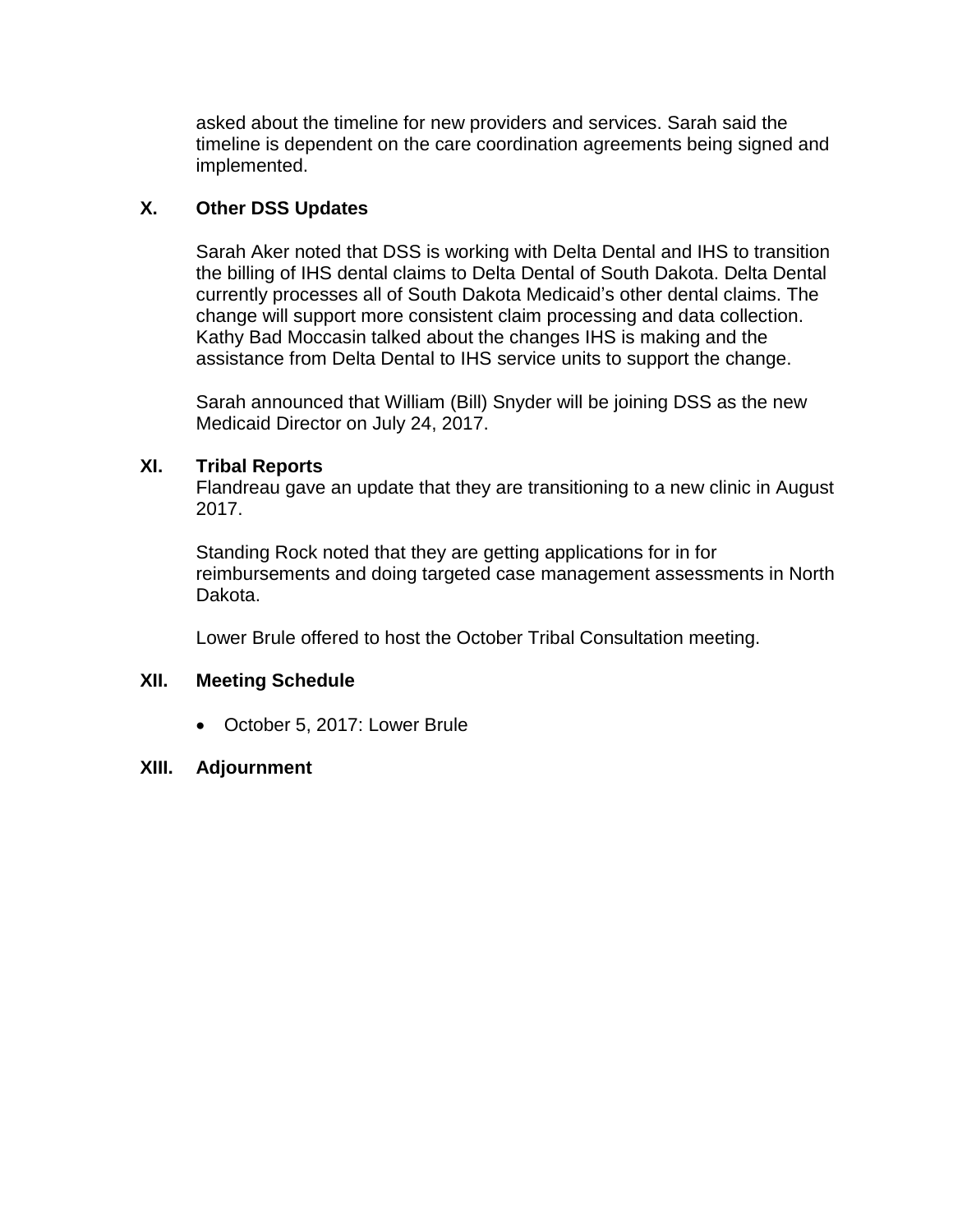asked about the timeline for new providers and services. Sarah said the timeline is dependent on the care coordination agreements being signed and implemented.

## X. Other DSS Updates

Sarah Aker noted that DSS is working with Delta Dental and IHS to transition the billing of IHS dental claims to Delta Dental of South Dakota. Delta Dental currently processes all of South Dakota Medicaid’s other dental claims. The change will support more consistent claim processing and data collection. Kathy Bad Moccasin talked about the changes IHS is making and the assistance from Delta Dental to IHS service units to support the change.

Sarah announced that William (Bill) Snyder will be joining DSS as the new Medicaid Director on July 24, 2017.

## XI. Tribal Reports

Flandreau gave an update that they are transitioning to a new clinic in August 2017.

Standing Rock noted that they are getting applications for in for reimbursements and doing targeted case management assessments in North Dakota.

Lower Brule offered to host the October Tribal Consultation meeting.

## XII. Meeting Schedule

- October 5, 2017: Lower Brule

## XIII. Adjournment